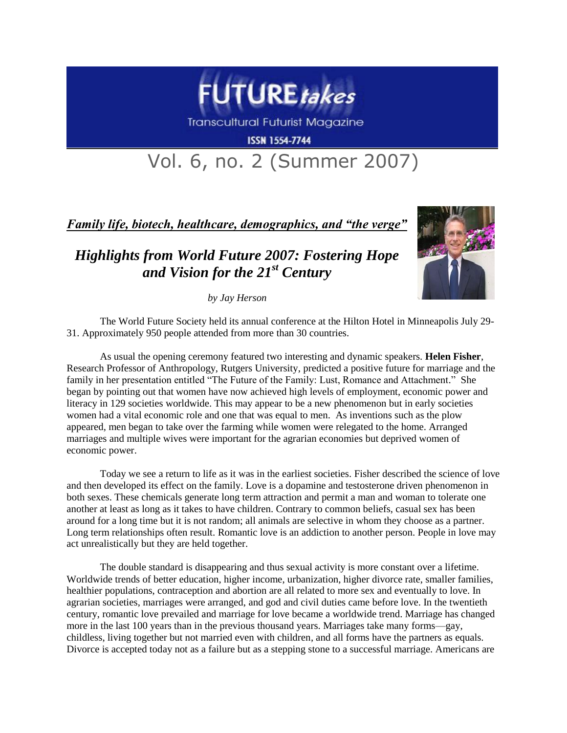# FUTURE*takes*

Transcultural Futurist Magazine

ISSN 1554-7744

## Vol. 6, no. 2 (Summer 2007)

***Family life, biotech, healthcare, demographics, and "the verge"***

## *Highlights from World Future 2007: Fostering Hope and Vision for the 21st Century*

*by Jay Herson*

The World Future Society held its annual conference at the Hilton Hotel in Minneapolis July 29-31. Approximately 950 people attended from more than 30 countries.

As usual the opening ceremony featured two interesting and dynamic speakers. **Helen Fisher**, Research Professor of Anthropology, Rutgers University, predicted a positive future for marriage and the family in her presentation entitled "The Future of the Family: Lust, Romance and Attachment." She began by pointing out that women have now achieved high levels of employment, economic power and literacy in 129 societies worldwide. This may appear to be a new phenomenon but in early societies women had a vital economic role and one that was equal to men. As inventions such as the plow appeared, men began to take over the farming while women were relegated to the home. Arranged marriages and multiple wives were important for the agrarian economies but deprived women of economic power.

Today we see a return to life as it was in the earliest societies. Fisher described the science of love and then developed its effect on the family. Love is a dopamine and testosterone driven phenomenon in both sexes. These chemicals generate long term attraction and permit a man and woman to tolerate one another at least as long as it takes to have children. Contrary to common beliefs, casual sex has been around for a long time but it is not random; all animals are selective in whom they choose as a partner. Long term relationships often result. Romantic love is an addiction to another person. People in love may act unrealistically but they are held together.

The double standard is disappearing and thus sexual activity is more constant over a lifetime. Worldwide trends of better education, higher income, urbanization, higher divorce rate, smaller families, healthier populations, contraception and abortion are all related to more sex and eventually to love. In agrarian societies, marriages were arranged, and god and civil duties came before love. In the twentieth century, romantic love prevailed and marriage for love became a worldwide trend. Marriage has changed more in the last 100 years than in the previous thousand years. Marriages take many forms—gay, childless, living together but not married even with children, and all forms have the partners as equals. Divorce is accepted today not as a failure but as a stepping stone to a successful marriage. Americans are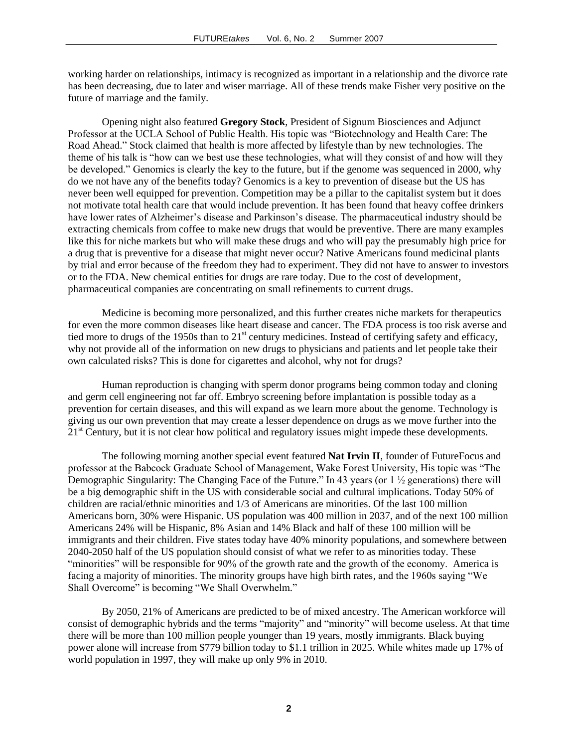working harder on relationships, intimacy is recognized as important in a relationship and the divorce rate has been decreasing, due to later and wiser marriage. All of these trends make Fisher very positive on the future of marriage and the family.

Opening night also featured **Gregory Stock**, President of Signum Biosciences and Adjunct Professor at the UCLA School of Public Health. His topic was "Biotechnology and Health Care: The Road Ahead." Stock claimed that health is more affected by lifestyle than by new technologies. The theme of his talk is "how can we best use these technologies, what will they consist of and how will they be developed." Genomics is clearly the key to the future, but if the genome was sequenced in 2000, why do we not have any of the benefits today? Genomics is a key to prevention of disease but the US has never been well equipped for prevention. Competition may be a pillar to the capitalist system but it does not motivate total health care that would include prevention. It has been found that heavy coffee drinkers have lower rates of Alzheimer's disease and Parkinson's disease. The pharmaceutical industry should be extracting chemicals from coffee to make new drugs that would be preventive. There are many examples like this for niche markets but who will make these drugs and who will pay the presumably high price for a drug that is preventive for a disease that might never occur? Native Americans found medicinal plants by trial and error because of the freedom they had to experiment. They did not have to answer to investors or to the FDA. New chemical entities for drugs are rare today. Due to the cost of development, pharmaceutical companies are concentrating on small refinements to current drugs.

Medicine is becoming more personalized, and this further creates niche markets for therapeutics for even the more common diseases like heart disease and cancer. The FDA process is too risk averse and tied more to drugs of the 1950s than to 21st century medicines. Instead of certifying safety and efficacy, why not provide all of the information on new drugs to physicians and patients and let people take their own calculated risks? This is done for cigarettes and alcohol, why not for drugs?

Human reproduction is changing with sperm donor programs being common today and cloning and germ cell engineering not far off. Embryo screening before implantation is possible today as a prevention for certain diseases, and this will expand as we learn more about the genome. Technology is giving us our own prevention that may create a lesser dependence on drugs as we move further into the 21st Century, but it is not clear how political and regulatory issues might impede these developments.

The following morning another special event featured **Nat Irvin II**, founder of FutureFocus and professor at the Babcock Graduate School of Management, Wake Forest University, His topic was "The Demographic Singularity: The Changing Face of the Future." In 43 years (or 1 ½ generations) there will be a big demographic shift in the US with considerable social and cultural implications. Today 50% of children are racial/ethnic minorities and 1/3 of Americans are minorities. Of the last 100 million Americans born, 30% were Hispanic. US population was 400 million in 2037, and of the next 100 million Americans 24% will be Hispanic, 8% Asian and 14% Black and half of these 100 million will be immigrants and their children. Five states today have 40% minority populations, and somewhere between 2040-2050 half of the US population should consist of what we refer to as minorities today. These "minorities" will be responsible for 90% of the growth rate and the growth of the economy. America is facing a majority of minorities. The minority groups have high birth rates, and the 1960s saying "We Shall Overcome" is becoming "We Shall Overwhelm."

By 2050, 21% of Americans are predicted to be of mixed ancestry. The American workforce will consist of demographic hybrids and the terms "majority" and "minority" will become useless. At that time there will be more than 100 million people younger than 19 years, mostly immigrants. Black buying power alone will increase from $779 billion today to $1.1 trillion in 2025. While whites made up 17% of world population in 1997, they will make up only 9% in 2010.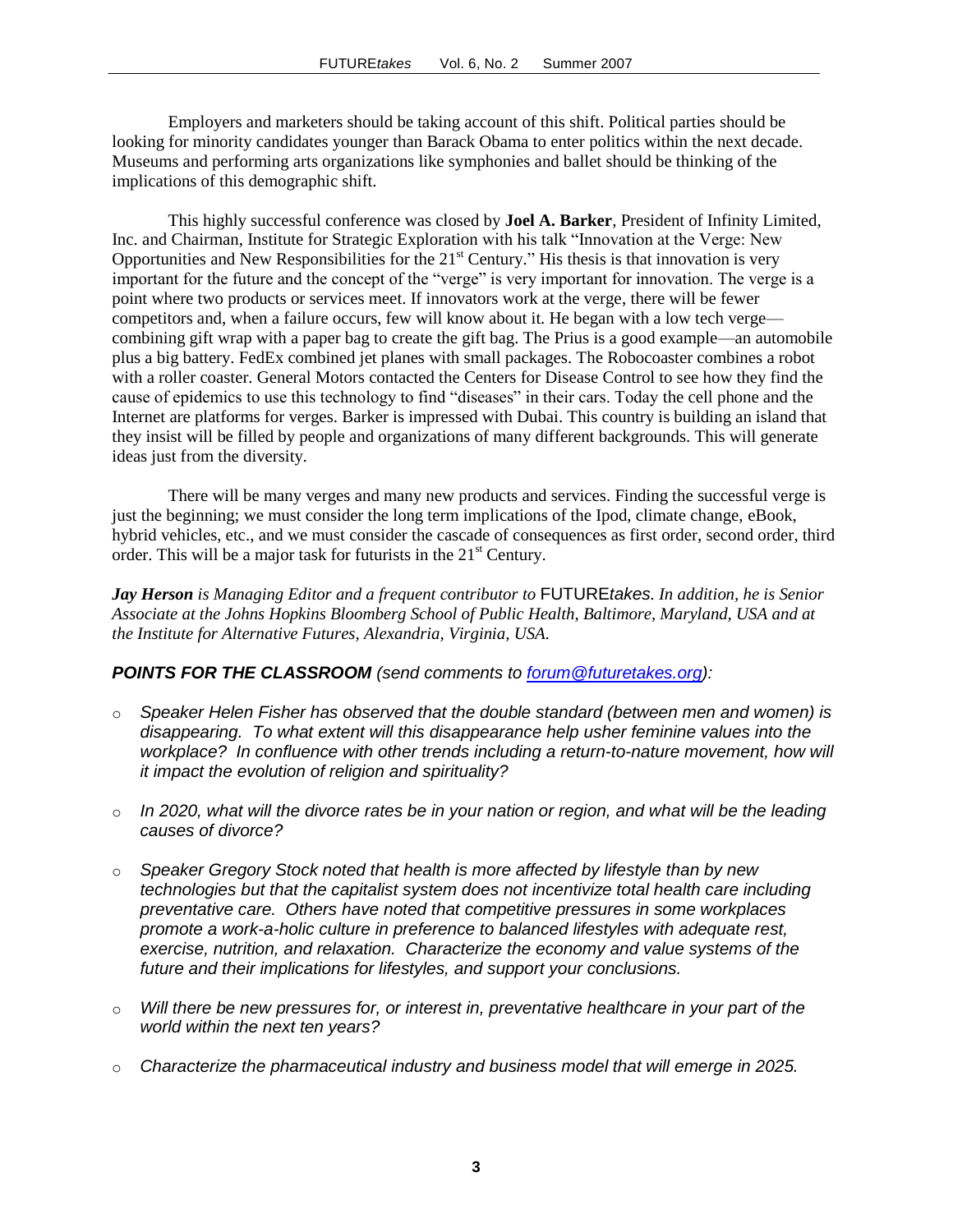Employers and marketers should be taking account of this shift. Political parties should be looking for minority candidates younger than Barack Obama to enter politics within the next decade. Museums and performing arts organizations like symphonies and ballet should be thinking of the implications of this demographic shift.

This highly successful conference was closed by **Joel A. Barker**, President of Infinity Limited, Inc. and Chairman, Institute for Strategic Exploration with his talk "Innovation at the Verge: New Opportunities and New Responsibilities for the 21st Century." His thesis is that innovation is very important for the future and the concept of the "verge" is very important for innovation. The verge is a point where two products or services meet. If innovators work at the verge, there will be fewer competitors and, when a failure occurs, few will know about it. He began with a low tech verge—combining gift wrap with a paper bag to create the gift bag. The Prius is a good example—an automobile plus a big battery. FedEx combined jet planes with small packages. The Robocoaster combines a robot with a roller coaster. General Motors contacted the Centers for Disease Control to see how they find the cause of epidemics to use this technology to find "diseases" in their cars. Today the cell phone and the Internet are platforms for verges. Barker is impressed with Dubai. This country is building an island that they insist will be filled by people and organizations of many different backgrounds. This will generate ideas just from the diversity.

There will be many verges and many new products and services. Finding the successful verge is just the beginning; we must consider the long term implications of the Ipod, climate change, eBook, hybrid vehicles, etc., and we must consider the cascade of consequences as first order, second order, third order. This will be a major task for futurists in the 21st Century.

***Jay Herson*** *is Managing Editor and a frequent contributor to* FUTURE*takes. In addition, he is Senior Associate at the Johns Hopkins Bloomberg School of Public Health, Baltimore, Maryland, USA and at the Institute for Alternative Futures, Alexandria, Virginia, USA.*

***POINTS FOR THE CLASSROOM*** *(send comments to [forum@futuretakes.org](mailto:forum@futuretakes.org)):*

- *Speaker Helen Fisher has observed that the double standard (between men and women) is disappearing. To what extent will this disappearance help usher feminine values into the workplace? In confluence with other trends including a return-to-nature movement, how will it impact the evolution of religion and spirituality?*

- *In 2020, what will the divorce rates be in your nation or region, and what will be the leading causes of divorce?*

- *Speaker Gregory Stock noted that health is more affected by lifestyle than by new technologies but that the capitalist system does not incentivize total health care including preventative care. Others have noted that competitive pressures in some workplaces promote a work-a-holic culture in preference to balanced lifestyles with adequate rest, exercise, nutrition, and relaxation. Characterize the economy and value systems of the future and their implications for lifestyles, and support your conclusions.*

- *Will there be new pressures for, or interest in, preventative healthcare in your part of the world within the next ten years?*

- *Characterize the pharmaceutical industry and business model that will emerge in 2025.*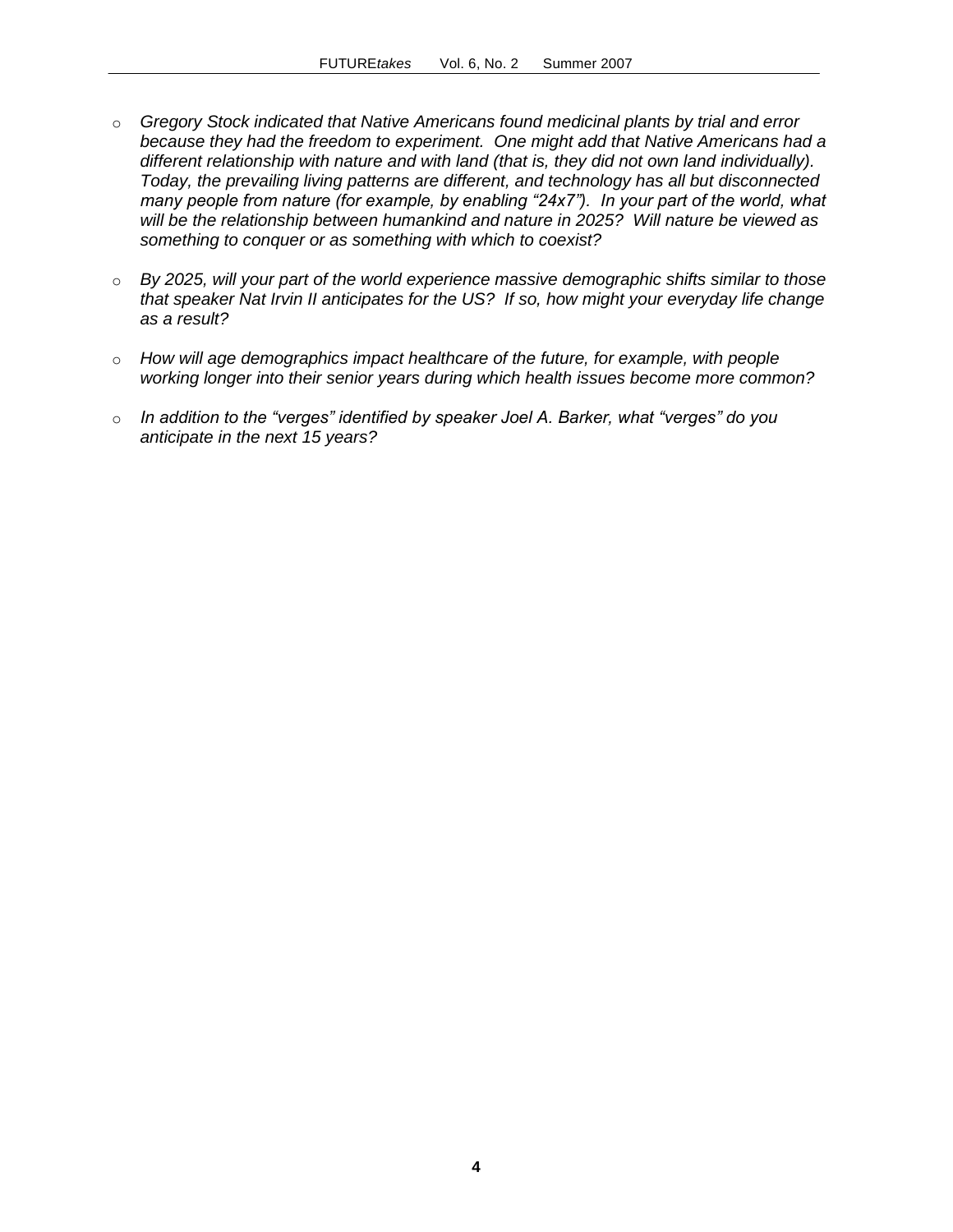- *Gregory Stock indicated that Native Americans found medicinal plants by trial and error because they had the freedom to experiment. One might add that Native Americans had a different relationship with nature and with land (that is, they did not own land individually). Today, the prevailing living patterns are different, and technology has all but disconnected many people from nature (for example, by enabling "24x7"). In your part of the world, what will be the relationship between humankind and nature in 2025? Will nature be viewed as something to conquer or as something with which to coexist?*

- *By 2025, will your part of the world experience massive demographic shifts similar to those that speaker Nat Irvin II anticipates for the US? If so, how might your everyday life change as a result?*

- *How will age demographics impact healthcare of the future, for example, with people working longer into their senior years during which health issues become more common?*

- *In addition to the "verges" identified by speaker Joel A. Barker, what "verges" do you anticipate in the next 15 years?*